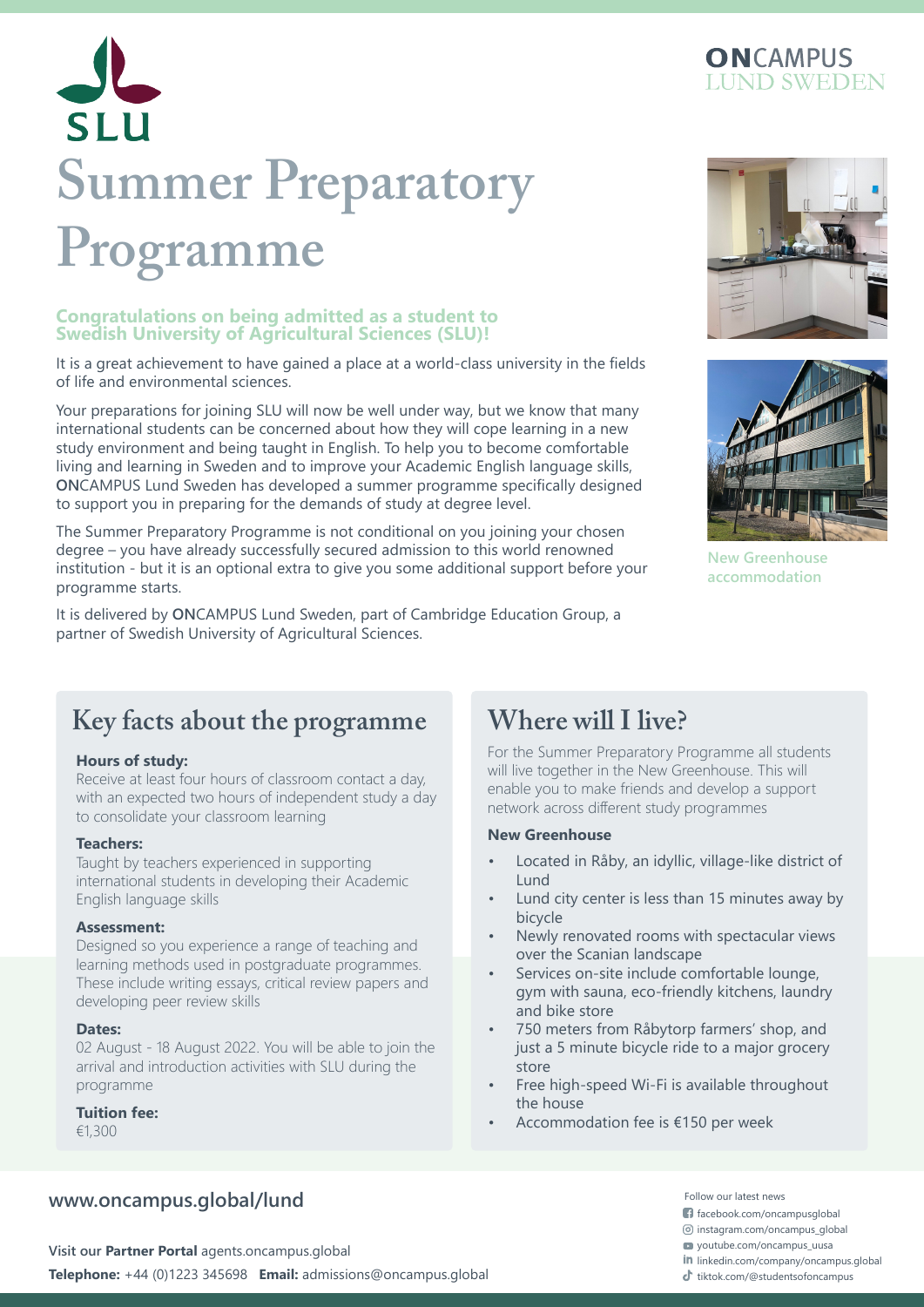SLU

ONCAMPUS
LUND SWEDEN

# Summer Preparatory Programme

**Congratulations on being admitted as a student to Swedish University of Agricultural Sciences (SLU)!**

It is a great achievement to have gained a place at a world-class university in the fields of life and environmental sciences.

Your preparations for joining SLU will now be well under way, but we know that many international students can be concerned about how they will cope learning in a new study environment and being taught in English. To help you to become comfortable living and learning in Sweden and to improve your Academic English language skills, **ON**CAMPUS Lund Sweden has developed a summer programme specifically designed to support you in preparing for the demands of study at degree level.

The Summer Preparatory Programme is not conditional on you joining your chosen degree – you have already successfully secured admission to this world renowned institution - but it is an optional extra to give you some additional support before your programme starts.

It is delivered by **ON**CAMPUS Lund Sweden, part of Cambridge Education Group, a partner of Swedish University of Agricultural Sciences.

New Greenhouse accommodation

## Key facts about the programme

**Hours of study:**
Receive at least four hours of classroom contact a day, with an expected two hours of independent study a day to consolidate your classroom learning

**Teachers:**
Taught by teachers experienced in supporting international students in developing their Academic English language skills

**Assessment:**
Designed so you experience a range of teaching and learning methods used in postgraduate programmes. These include writing essays, critical review papers and developing peer review skills

**Dates:**
02 August - 18 August 2022. You will be able to join the arrival and introduction activities with SLU during the programme

**Tuition fee:**
€1,300

## Where will I live?

For the Summer Preparatory Programme all students will live together in the New Greenhouse. This will enable you to make friends and develop a support network across different study programmes

**New Greenhouse**

- Located in Råby, an idyllic, village-like district of Lund
- Lund city center is less than 15 minutes away by bicycle
- Newly renovated rooms with spectacular views over the Scanian landscape
- Services on-site include comfortable lounge, gym with sauna, eco-friendly kitchens, laundry and bike store
- 750 meters from Råbytorp farmers' shop, and just a 5 minute bicycle ride to a major grocery store
- Free high-speed Wi-Fi is available throughout the house
- Accommodation fee is €150 per week

**www.oncampus.global/lund**

Visit our **Partner Portal** agents.oncampus.global

**Telephone:** +44 (0)1223 345698 **Email:** admissions@oncampus.global

Follow our latest news

- facebook.com/oncampusglobal
- instagram.com/oncampus_global
- youtube.com/oncampus_uusa
- linkedin.com/company/oncampus.global
- tiktok.com/@studentsofoncampus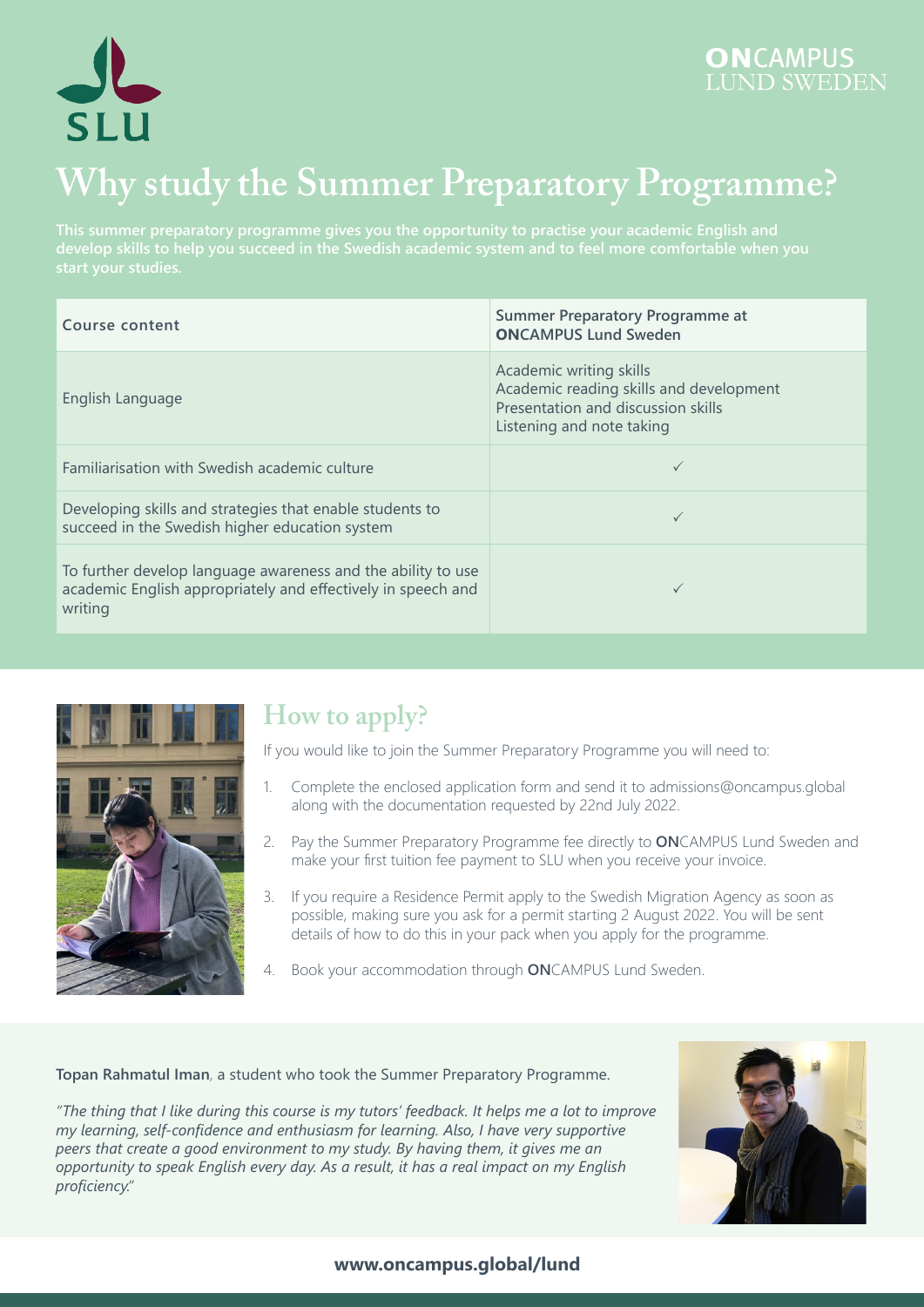SLU

**ON**CAMPUS LUND SWEDEN

# Why study the Summer Preparatory Programme?

**This summer preparatory programme gives you the opportunity to practise your academic English and develop skills to help you succeed in the Swedish academic system and to feel more comfortable when you start your studies.**

| Course content | Summer Preparatory Programme at **ON**CAMPUS Lund Sweden |
|---|---|
| English Language | Academic writing skills<br>Academic reading skills and development<br>Presentation and discussion skills<br>Listening and note taking |
| Familiarisation with Swedish academic culture | ✓ |
| Developing skills and strategies that enable students to succeed in the Swedish higher education system | ✓ |
| To further develop language awareness and the ability to use academic English appropriately and effectively in speech and writing | ✓ |

## How to apply?

If you would like to join the Summer Preparatory Programme you will need to:

1. Complete the enclosed application form and send it to admissions@oncampus.global along with the documentation requested by 22nd July 2022.
2. Pay the Summer Preparatory Programme fee directly to **ON**CAMPUS Lund Sweden and make your first tuition fee payment to SLU when you receive your invoice.
3. If you require a Residence Permit apply to the Swedish Migration Agency as soon as possible, making sure you ask for a permit starting 2 August 2022. You will be sent details of how to do this in your pack when you apply for the programme.
4. Book your accommodation through **ON**CAMPUS Lund Sweden.

**Topan Rahmatul Iman**, a student who took the Summer Preparatory Programme.

*"The thing that I like during this course is my tutors' feedback. It helps me a lot to improve my learning, self-confidence and enthusiasm for learning. Also, I have very supportive peers that create a good environment to my study. By having them, it gives me an opportunity to speak English every day. As a result, it has a real impact on my English proficiency."*

**www.oncampus.global/lund**